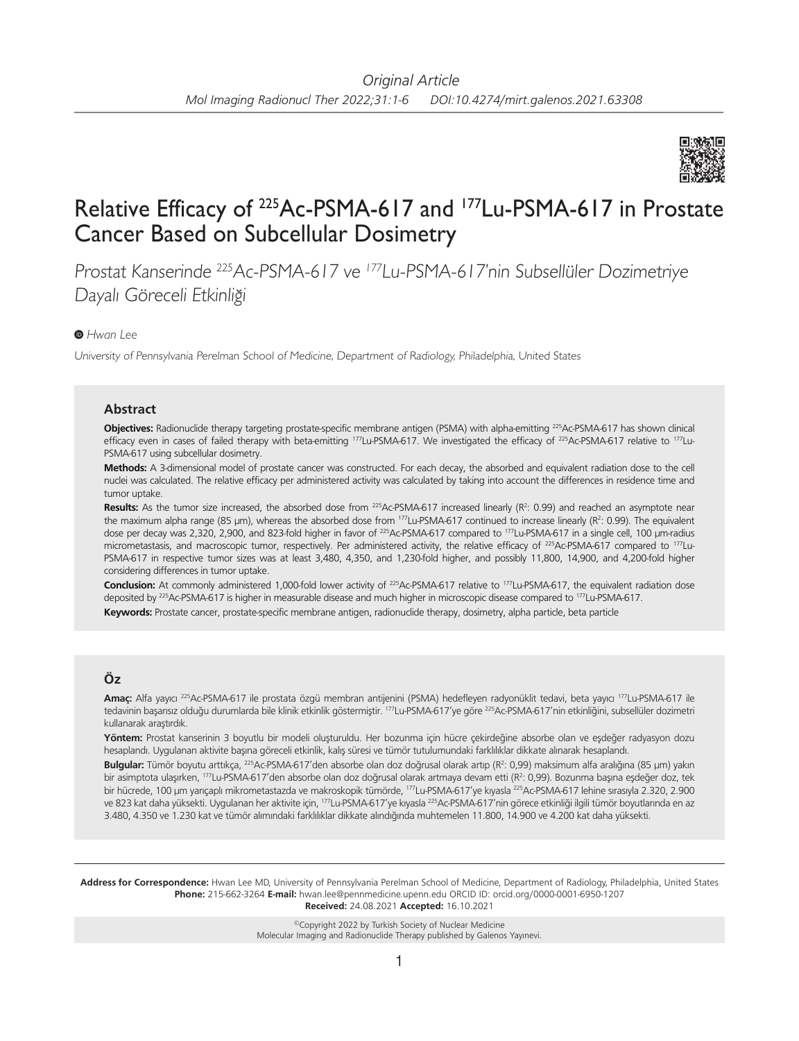*Original Article*

# Relative Efficacy of $^{225}$Ac-PSMA-617 and $^{177}$Lu-PSMA-617 in Prostate Cancer Based on Subcellular Dosimetry

*Prostat Kanserinde $^{225}$Ac-PSMA-617 ve $^{177}$Lu-PSMA-617'nin Subsellüler Dozimetriye Dayalı Göreceli Etkinliği*

*Hwan Lee*

*University of Pennsylvania Perelman School of Medicine, Department of Radiology, Philadelphia, United States*

## Abstract

**Objectives:** Radionuclide therapy targeting prostate-specific membrane antigen (PSMA) with alpha-emitting $^{225}$Ac-PSMA-617 has shown clinical efficacy even in cases of failed therapy with beta-emitting $^{177}$Lu-PSMA-617. We investigated the efficacy of $^{225}$Ac-PSMA-617 relative to $^{177}$Lu-PSMA-617 using subcellular dosimetry.

**Methods:** A 3-dimensional model of prostate cancer was constructed. For each decay, the absorbed and equivalent radiation dose to the cell nuclei was calculated. The relative efficacy per administered activity was calculated by taking into account the differences in residence time and tumor uptake.

**Results:** As the tumor size increased, the absorbed dose from $^{225}$Ac-PSMA-617 increased linearly ($R^2$: 0.99) and reached an asymptote near the maximum alpha range (85 µm), whereas the absorbed dose from $^{177}$Lu-PSMA-617 continued to increase linearly ($R^2$: 0.99). The equivalent dose per decay was 2,320, 2,900, and 823-fold higher in favor of $^{225}$Ac-PSMA-617 compared to $^{177}$Lu-PSMA-617 in a single cell, 100 µm-radius micrometastasis, and macroscopic tumor, respectively. Per administered activity, the relative efficacy of $^{225}$Ac-PSMA-617 compared to $^{177}$Lu-PSMA-617 in respective tumor sizes was at least 3,480, 4,350, and 1,230-fold higher, and possibly 11,800, 14,900, and 4,200-fold higher considering differences in tumor uptake.

**Conclusion:** At commonly administered 1,000-fold lower activity of $^{225}$Ac-PSMA-617 relative to $^{177}$Lu-PSMA-617, the equivalent radiation dose deposited by $^{225}$Ac-PSMA-617 is higher in measurable disease and much higher in microscopic disease compared to $^{177}$Lu-PSMA-617.

**Keywords:** Prostate cancer, prostate-specific membrane antigen, radionuclide therapy, dosimetry, alpha particle, beta particle

## Öz

**Amaç:** Alfa yayıcı $^{225}$Ac-PSMA-617 ile prostata özgü membran antijenini (PSMA) hedefleyen radyonüklit tedavi, beta yayıcı $^{177}$Lu-PSMA-617 ile tedavinin başarısız olduğu durumlarda bile klinik etkinlik göstermiştir. $^{177}$Lu-PSMA-617'ye göre $^{225}$Ac-PSMA-617'nin etkinliğini, subsellüler dozimetri kullanarak araştırdık.

**Yöntem:** Prostat kanserinin 3 boyutlu bir modeli oluşturuldu. Her bozunma için hücre çekirdeğine absorbe olan ve eşdeğer radyasyon dozu hesaplandı. Uygulanan aktivite başına göreceli etkinlik, kalış süresi ve tümör tutulumundaki farklılıklar dikkate alınarak hesaplandı.

**Bulgular:** Tümör boyutu arttıkça, $^{225}$Ac-PSMA-617'den absorbe olan doz doğrusal olarak artıp ($R^2$: 0,99) maksimum alfa aralığına (85 µm) yakın bir asimptota ulaşırken, $^{177}$Lu-PSMA-617'den absorbe olan doz doğrusal olarak artmaya devam etti ($R^2$: 0,99). Bozunma başına eşdeğer doz, tek bir hücrede, 100 µm yarıçaplı mikrometastazda ve makroskopik tümörde, $^{177}$Lu-PSMA-617'ye kıyasla $^{225}$Ac-PSMA-617 lehine sırasıyla 2.320, 2.900 ve 823 kat daha yüksekti. Uygulanan her aktivite için, $^{177}$Lu-PSMA-617'ye kıyasla $^{225}$Ac-PSMA-617'nin görece etkinliği ilgili tümör boyutlarında en az 3.480, 4.350 ve 1.230 kat ve tümör alımındaki farklılıklar dikkate alındığında muhtemelen 11.800, 14.900 ve 4.200 kat daha yüksekti.

**Address for Correspondence:** Hwan Lee MD, University of Pennsylvania Perelman School of Medicine, Department of Radiology, Philadelphia, United States
**Phone:** 215-662-3264 **E-mail:** hwan.lee@pennmedicine.upenn.edu ORCID ID: orcid.org/0000-0001-6950-1207
**Received:** 24.08.2021 **Accepted:** 16.10.2021

©Copyright 2022 by Turkish Society of Nuclear Medicine
Molecular Imaging and Radionuclide Therapy published by Galenos Yayınevi.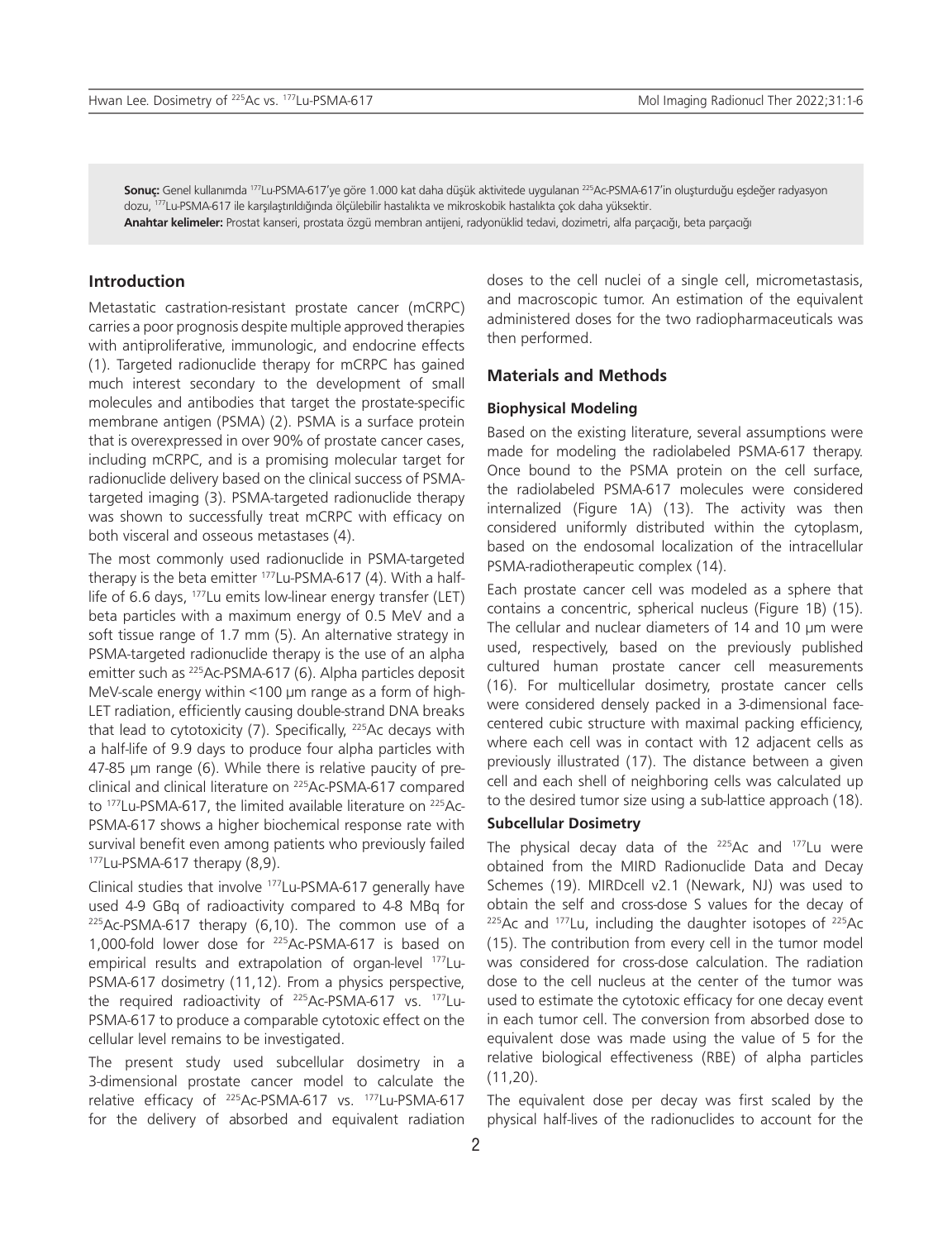**Sonuç:** Genel kullanımda $^{177}$Lu-PSMA-617'ye göre 1.000 kat daha düşük aktivitede uygulanan $^{225}$Ac-PSMA-617'in oluşturduğu eşdeğer radyasyon dozu, $^{177}$Lu-PSMA-617 ile karşılaştırıldığında ölçülebilir hastalıkta ve mikroskobik hastalıkta çok daha yüksektir.

**Anahtar kelimeler:** Prostat kanseri, prostata özgü membran antijeni, radyonüklid tedavi, dozimetri, alfa parçacığı, beta parçacığı

## Introduction

Metastatic castration-resistant prostate cancer (mCRPC) carries a poor prognosis despite multiple approved therapies with antiproliferative, immunologic, and endocrine effects (1). Targeted radionuclide therapy for mCRPC has gained much interest secondary to the development of small molecules and antibodies that target the prostate-specific membrane antigen (PSMA) (2). PSMA is a surface protein that is overexpressed in over 90% of prostate cancer cases, including mCRPC, and is a promising molecular target for radionuclide delivery based on the clinical success of PSMA-targeted imaging (3). PSMA-targeted radionuclide therapy was shown to successfully treat mCRPC with efficacy on both visceral and osseous metastases (4).

The most commonly used radionuclide in PSMA-targeted therapy is the beta emitter $^{177}$Lu-PSMA-617 (4). With a half-life of 6.6 days, $^{177}$Lu emits low-linear energy transfer (LET) beta particles with a maximum energy of 0.5 MeV and a soft tissue range of 1.7 mm (5). An alternative strategy in PSMA-targeted radionuclide therapy is the use of an alpha emitter such as $^{225}$Ac-PSMA-617 (6). Alpha particles deposit MeV-scale energy within <100 μm range as a form of high-LET radiation, efficiently causing double-strand DNA breaks that lead to cytotoxicity (7). Specifically, $^{225}$Ac decays with a half-life of 9.9 days to produce four alpha particles with 47-85 μm range (6). While there is relative paucity of pre-clinical and clinical literature on $^{225}$Ac-PSMA-617 compared to $^{177}$Lu-PSMA-617, the limited available literature on $^{225}$Ac-PSMA-617 shows a higher biochemical response rate with survival benefit even among patients who previously failed $^{177}$Lu-PSMA-617 therapy (8,9).

Clinical studies that involve $^{177}$Lu-PSMA-617 generally have used 4-9 GBq of radioactivity compared to 4-8 MBq for $^{225}$Ac-PSMA-617 therapy (6,10). The common use of a 1,000-fold lower dose for $^{225}$Ac-PSMA-617 is based on empirical results and extrapolation of organ-level $^{177}$Lu-PSMA-617 dosimetry (11,12). From a physics perspective, the required radioactivity of $^{225}$Ac-PSMA-617 vs. $^{177}$Lu-PSMA-617 to produce a comparable cytotoxic effect on the cellular level remains to be investigated.

The present study used subcellular dosimetry in a 3-dimensional prostate cancer model to calculate the relative efficacy of $^{225}$Ac-PSMA-617 vs. $^{177}$Lu-PSMA-617 for the delivery of absorbed and equivalent radiation doses to the cell nuclei of a single cell, micrometastasis, and macroscopic tumor. An estimation of the equivalent administered doses for the two radiopharmaceuticals was then performed.

## Materials and Methods

### Biophysical Modeling

Based on the existing literature, several assumptions were made for modeling the radiolabeled PSMA-617 therapy. Once bound to the PSMA protein on the cell surface, the radiolabeled PSMA-617 molecules were considered internalized (Figure 1A) (13). The activity was then considered uniformly distributed within the cytoplasm, based on the endosomal localization of the intracellular PSMA-radiotherapeutic complex (14).

Each prostate cancer cell was modeled as a sphere that contains a concentric, spherical nucleus (Figure 1B) (15). The cellular and nuclear diameters of 14 and 10 μm were used, respectively, based on the previously published cultured human prostate cancer cell measurements (16). For multicellular dosimetry, prostate cancer cells were considered densely packed in a 3-dimensional face-centered cubic structure with maximal packing efficiency, where each cell was in contact with 12 adjacent cells as previously illustrated (17). The distance between a given cell and each shell of neighboring cells was calculated up to the desired tumor size using a sub-lattice approach (18).

### Subcellular Dosimetry

The physical decay data of the $^{225}$Ac and $^{177}$Lu were obtained from the MIRD Radionuclide Data and Decay Schemes (19). MIRDcell v2.1 (Newark, NJ) was used to obtain the self and cross-dose S values for the decay of $^{225}$Ac and $^{177}$Lu, including the daughter isotopes of $^{225}$Ac (15). The contribution from every cell in the tumor model was considered for cross-dose calculation. The radiation dose to the cell nucleus at the center of the tumor was used to estimate the cytotoxic efficacy for one decay event in each tumor cell. The conversion from absorbed dose to equivalent dose was made using the value of 5 for the relative biological effectiveness (RBE) of alpha particles (11,20).

The equivalent dose per decay was first scaled by the physical half-lives of the radionuclides to account for the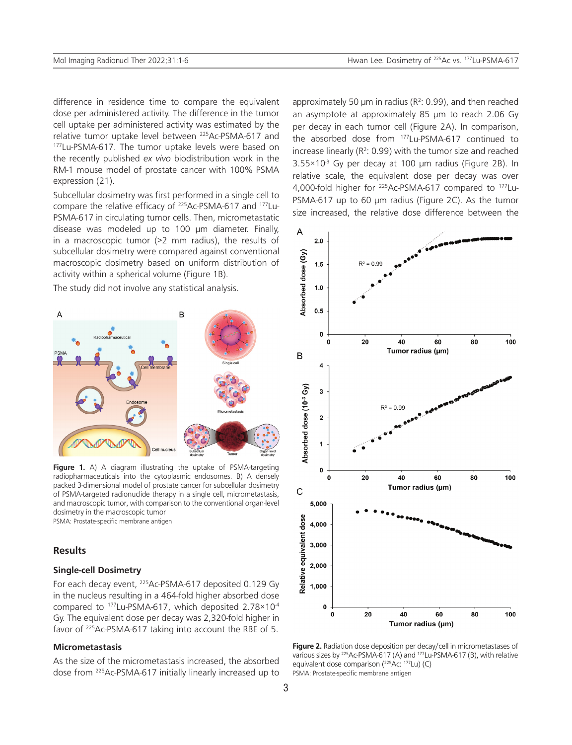difference in residence time to compare the equivalent dose per administered activity. The difference in the tumor cell uptake per administered activity was estimated by the relative tumor uptake level between $^{225}$Ac-PSMA-617 and $^{177}$Lu-PSMA-617. The tumor uptake levels were based on the recently published *ex vivo* biodistribution work in the RM-1 mouse model of prostate cancer with 100% PSMA expression (21).

Subcellular dosimetry was first performed in a single cell to compare the relative efficacy of $^{225}$Ac-PSMA-617 and $^{177}$Lu-PSMA-617 in circulating tumor cells. Then, micrometastatic disease was modeled up to 100 μm diameter. Finally, in a macroscopic tumor (>2 mm radius), the results of subcellular dosimetry were compared against conventional macroscopic dosimetry based on uniform distribution of activity within a spherical volume (Figure 1B).

The study did not involve any statistical analysis.

**Figure 1.** A) A diagram illustrating the uptake of PSMA-targeting radiopharmaceuticals into the cytoplasmic endosomes. B) A densely packed 3-dimensional model of prostate cancer for subcellular dosimetry of PSMA-targeted radionuclide therapy in a single cell, micrometastasis, and macroscopic tumor, with comparison to the conventional organ-level dosimetry in the macroscopic tumor
PSMA: Prostate-specific membrane antigen

## Results

### Single-cell Dosimetry

For each decay event, $^{225}$Ac-PSMA-617 deposited 0.129 Gy in the nucleus resulting in a 464-fold higher absorbed dose compared to $^{177}$Lu-PSMA-617, which deposited $2.78\times10^{-4}$ Gy. The equivalent dose per decay was 2,320-fold higher in favor of $^{225}$Ac-PSMA-617 taking into account the RBE of 5.

### Micrometastasis

As the size of the micrometastasis increased, the absorbed dose from $^{225}$Ac-PSMA-617 initially linearly increased up to approximately 50 μm in radius ($R^2$: 0.99), and then reached an asymptote at approximately 85 μm to reach 2.06 Gy per decay in each tumor cell (Figure 2A). In comparison, the absorbed dose from $^{177}$Lu-PSMA-617 continued to increase linearly ($R^2$: 0.99) with the tumor size and reached $3.55\times10^{-3}$ Gy per decay at 100 μm radius (Figure 2B). In relative scale, the equivalent dose per decay was over 4,000-fold higher for $^{225}$Ac-PSMA-617 compared to $^{177}$Lu-PSMA-617 up to 60 μm radius (Figure 2C). As the tumor size increased, the relative dose difference between the

**Figure 2.** Radiation dose deposition per decay/cell in micrometastases of various sizes by $^{225}$Ac-PSMA-617 (A) and $^{177}$Lu-PSMA-617 (B), with relative equivalent dose comparison ($^{225}$Ac: $^{177}$Lu) (C)
PSMA: Prostate-specific membrane antigen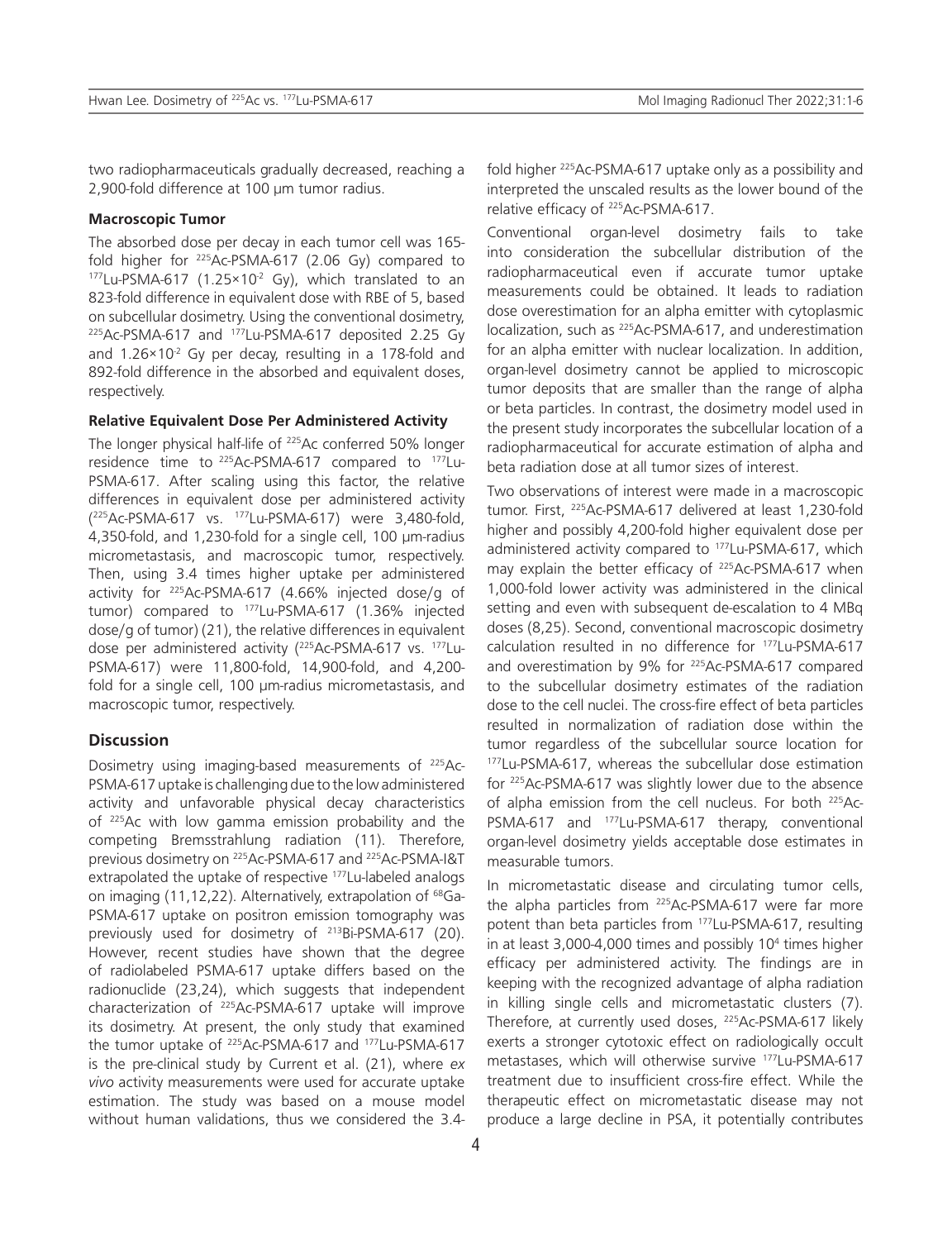two radiopharmaceuticals gradually decreased, reaching a 2,900-fold difference at 100 μm tumor radius.

### Macroscopic Tumor

The absorbed dose per decay in each tumor cell was 165-fold higher for $^{225}$Ac-PSMA-617 (2.06 Gy) compared to $^{177}$Lu-PSMA-617 ($1.25 \times 10^{-2}$ Gy), which translated to an 823-fold difference in equivalent dose with RBE of 5, based on subcellular dosimetry. Using the conventional dosimetry, $^{225}$Ac-PSMA-617 and $^{177}$Lu-PSMA-617 deposited 2.25 Gy and $1.26 \times 10^{-2}$ Gy per decay, resulting in a 178-fold and 892-fold difference in the absorbed and equivalent doses, respectively.

### Relative Equivalent Dose Per Administered Activity

The longer physical half-life of $^{225}$Ac conferred 50% longer residence time to $^{225}$Ac-PSMA-617 compared to $^{177}$Lu-PSMA-617. After scaling using this factor, the relative differences in equivalent dose per administered activity ($^{225}$Ac-PSMA-617 vs. $^{177}$Lu-PSMA-617) were 3,480-fold, 4,350-fold, and 1,230-fold for a single cell, 100 μm-radius micrometastasis, and macroscopic tumor, respectively. Then, using 3.4 times higher uptake per administered activity for $^{225}$Ac-PSMA-617 (4.66% injected dose/g of tumor) compared to $^{177}$Lu-PSMA-617 (1.36% injected dose/g of tumor) (21), the relative differences in equivalent dose per administered activity ($^{225}$Ac-PSMA-617 vs. $^{177}$Lu-PSMA-617) were 11,800-fold, 14,900-fold, and 4,200-fold for a single cell, 100 μm-radius micrometastasis, and macroscopic tumor, respectively.

## Discussion

Dosimetry using imaging-based measurements of $^{225}$Ac-PSMA-617 uptake is challenging due to the low administered activity and unfavorable physical decay characteristics of $^{225}$Ac with low gamma emission probability and the competing Bremsstrahlung radiation (11). Therefore, previous dosimetry on $^{225}$Ac-PSMA-617 and $^{225}$Ac-PSMA-I&T extrapolated the uptake of respective $^{177}$Lu-labeled analogs on imaging (11,12,22). Alternatively, extrapolation of $^{68}$Ga-PSMA-617 uptake on positron emission tomography was previously used for dosimetry of $^{213}$Bi-PSMA-617 (20). However, recent studies have shown that the degree of radiolabeled PSMA-617 uptake differs based on the radionuclide (23,24), which suggests that independent characterization of $^{225}$Ac-PSMA-617 uptake will improve its dosimetry. At present, the only study that examined the tumor uptake of $^{225}$Ac-PSMA-617 and $^{177}$Lu-PSMA-617 is the pre-clinical study by Current et al. (21), where *ex vivo* activity measurements were used for accurate uptake estimation. The study was based on a mouse model without human validations, thus we considered the 3.4-fold higher $^{225}$Ac-PSMA-617 uptake only as a possibility and interpreted the unscaled results as the lower bound of the relative efficacy of $^{225}$Ac-PSMA-617.

Conventional organ-level dosimetry fails to take into consideration the subcellular distribution of the radiopharmaceutical even if accurate tumor uptake measurements could be obtained. It leads to radiation dose overestimation for an alpha emitter with cytoplasmic localization, such as $^{225}$Ac-PSMA-617, and underestimation for an alpha emitter with nuclear localization. In addition, organ-level dosimetry cannot be applied to microscopic tumor deposits that are smaller than the range of alpha or beta particles. In contrast, the dosimetry model used in the present study incorporates the subcellular location of a radiopharmaceutical for accurate estimation of alpha and beta radiation dose at all tumor sizes of interest.

Two observations of interest were made in a macroscopic tumor. First, $^{225}$Ac-PSMA-617 delivered at least 1,230-fold higher and possibly 4,200-fold higher equivalent dose per administered activity compared to $^{177}$Lu-PSMA-617, which may explain the better efficacy of $^{225}$Ac-PSMA-617 when 1,000-fold lower activity was administered in the clinical setting and even with subsequent de-escalation to 4 MBq doses (8,25). Second, conventional macroscopic dosimetry calculation resulted in no difference for $^{177}$Lu-PSMA-617 and overestimation by 9% for $^{225}$Ac-PSMA-617 compared to the subcellular dosimetry estimates of the radiation dose to the cell nuclei. The cross-fire effect of beta particles resulted in normalization of radiation dose within the tumor regardless of the subcellular source location for $^{177}$Lu-PSMA-617, whereas the subcellular dose estimation for $^{225}$Ac-PSMA-617 was slightly lower due to the absence of alpha emission from the cell nucleus. For both $^{225}$Ac-PSMA-617 and $^{177}$Lu-PSMA-617 therapy, conventional organ-level dosimetry yields acceptable dose estimates in measurable tumors.

In micrometastatic disease and circulating tumor cells, the alpha particles from $^{225}$Ac-PSMA-617 were far more potent than beta particles from $^{177}$Lu-PSMA-617, resulting in at least 3,000-4,000 times and possibly $10^4$ times higher efficacy per administered activity. The findings are in keeping with the recognized advantage of alpha radiation in killing single cells and micrometastatic clusters (7). Therefore, at currently used doses, $^{225}$Ac-PSMA-617 likely exerts a stronger cytotoxic effect on radiologically occult metastases, which will otherwise survive $^{177}$Lu-PSMA-617 treatment due to insufficient cross-fire effect. While the therapeutic effect on micrometastatic disease may not produce a large decline in PSA, it potentially contributes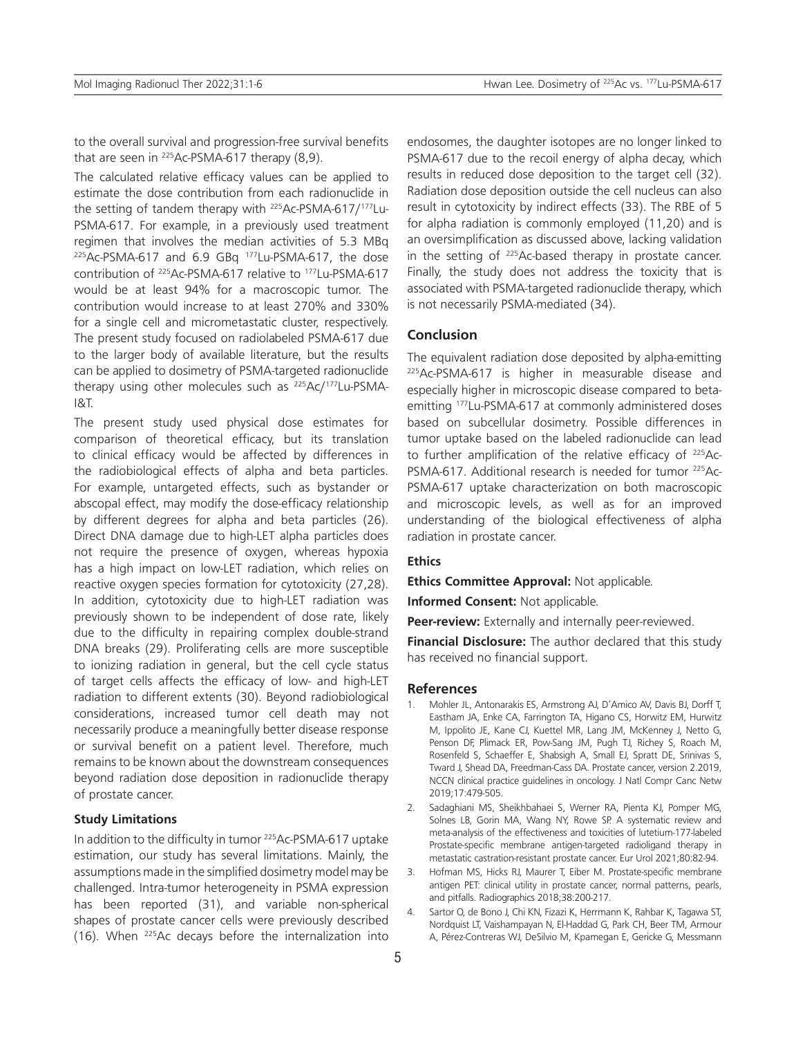to the overall survival and progression-free survival benefits that are seen in $^{225}$Ac-PSMA-617 therapy (8,9).

The calculated relative efficacy values can be applied to estimate the dose contribution from each radionuclide in the setting of tandem therapy with $^{225}$Ac-PSMA-617/$^{177}$Lu-PSMA-617. For example, in a previously used treatment regimen that involves the median activities of 5.3 MBq $^{225}$Ac-PSMA-617 and 6.9 GBq $^{177}$Lu-PSMA-617, the dose contribution of $^{225}$Ac-PSMA-617 relative to $^{177}$Lu-PSMA-617 would be at least 94% for a macroscopic tumor. The contribution would increase to at least 270% and 330% for a single cell and micrometastatic cluster, respectively. The present study focused on radiolabeled PSMA-617 due to the larger body of available literature, but the results can be applied to dosimetry of PSMA-targeted radionuclide therapy using other molecules such as $^{225}$Ac/$^{177}$Lu-PSMA-I&T.

The present study used physical dose estimates for comparison of theoretical efficacy, but its translation to clinical efficacy would be affected by differences in the radiobiological effects of alpha and beta particles. For example, untargeted effects, such as bystander or abscopal effect, may modify the dose-efficacy relationship by different degrees for alpha and beta particles (26). Direct DNA damage due to high-LET alpha particles does not require the presence of oxygen, whereas hypoxia has a high impact on low-LET radiation, which relies on reactive oxygen species formation for cytotoxicity (27,28). In addition, cytotoxicity due to high-LET radiation was previously shown to be independent of dose rate, likely due to the difficulty in repairing complex double-strand DNA breaks (29). Proliferating cells are more susceptible to ionizing radiation in general, but the cell cycle status of target cells affects the efficacy of low- and high-LET radiation to different extents (30). Beyond radiobiological considerations, increased tumor cell death may not necessarily produce a meaningfully better disease response or survival benefit on a patient level. Therefore, much remains to be known about the downstream consequences beyond radiation dose deposition in radionuclide therapy of prostate cancer.

### Study Limitations

In addition to the difficulty in tumor $^{225}$Ac-PSMA-617 uptake estimation, our study has several limitations. Mainly, the assumptions made in the simplified dosimetry model may be challenged. Intra-tumor heterogeneity in PSMA expression has been reported (31), and variable non-spherical shapes of prostate cancer cells were previously described (16). When $^{225}$Ac decays before the internalization into endosomes, the daughter isotopes are no longer linked to PSMA-617 due to the recoil energy of alpha decay, which results in reduced dose deposition to the target cell (32). Radiation dose deposition outside the cell nucleus can also result in cytotoxicity by indirect effects (33). The RBE of 5 for alpha radiation is commonly employed (11,20) and is an oversimplification as discussed above, lacking validation in the setting of $^{225}$Ac-based therapy in prostate cancer. Finally, the study does not address the toxicity that is associated with PSMA-targeted radionuclide therapy, which is not necessarily PSMA-mediated (34).

## Conclusion

The equivalent radiation dose deposited by alpha-emitting $^{225}$Ac-PSMA-617 is higher in measurable disease and especially higher in microscopic disease compared to beta-emitting $^{177}$Lu-PSMA-617 at commonly administered doses based on subcellular dosimetry. Possible differences in tumor uptake based on the labeled radionuclide can lead to further amplification of the relative efficacy of $^{225}$Ac-PSMA-617. Additional research is needed for tumor $^{225}$Ac-PSMA-617 uptake characterization on both macroscopic and microscopic levels, as well as for an improved understanding of the biological effectiveness of alpha radiation in prostate cancer.

### Ethics

**Ethics Committee Approval:** Not applicable.

**Informed Consent:** Not applicable.

**Peer-review:** Externally and internally peer-reviewed.

**Financial Disclosure:** The author declared that this study has received no financial support.

## References

1. Mohler JL, Antonarakis ES, Armstrong AJ, D'Amico AV, Davis BJ, Dorff T, Eastham JA, Enke CA, Farrington TA, Higano CS, Horwitz EM, Hurwitz M, Ippolito JE, Kane CJ, Kuettel MR, Lang JM, McKenney J, Netto G, Penson DF, Plimack ER, Pow-Sang JM, Pugh TJ, Richey S, Roach M, Rosenfeld S, Schaeffer E, Shabsigh A, Small EJ, Spratt DE, Srinivas S, Tward J, Shead DA, Freedman-Cass DA. Prostate cancer, version 2.2019, NCCN clinical practice guidelines in oncology. J Natl Compr Canc Netw 2019;17:479-505.
2. Sadaghiani MS, Sheikhbahaei S, Werner RA, Pienta KJ, Pomper MG, Solnes LB, Gorin MA, Wang NY, Rowe SP. A systematic review and meta-analysis of the effectiveness and toxicities of lutetium-177-labeled Prostate-specific membrane antigen-targeted radioligand therapy in metastatic castration-resistant prostate cancer. Eur Urol 2021;80:82-94.
3. Hofman MS, Hicks RJ, Maurer T, Eiber M. Prostate-specific membrane antigen PET: clinical utility in prostate cancer, normal patterns, pearls, and pitfalls. Radiographics 2018;38:200-217.
4. Sartor O, de Bono J, Chi KN, Fizazi K, Herrmann K, Rahbar K, Tagawa ST, Nordquist LT, Vaishampayan N, El-Haddad G, Park CH, Beer TM, Armour A, Pérez-Contreras WJ, DeSilvio M, Kpamegan E, Gericke G, Messmann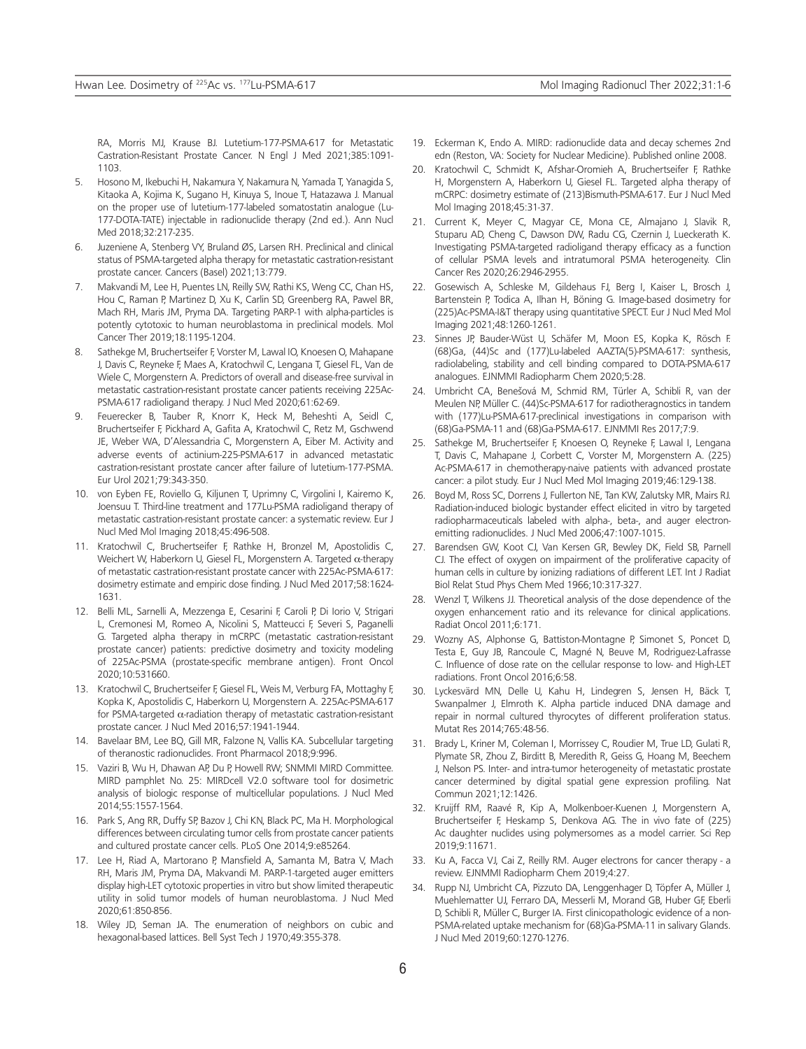RA, Morris MJ, Krause BJ. Lutetium-177-PSMA-617 for Metastatic Castration-Resistant Prostate Cancer. N Engl J Med 2021;385:1091-1103.

5. Hosono M, Ikebuchi H, Nakamura Y, Nakamura N, Yamada T, Yanagida S, Kitaoka A, Kojima K, Sugano H, Kinuya S, Inoue T, Hatazawa J. Manual on the proper use of lutetium-177-labeled somatostatin analogue (Lu-177-DOTA-TATE) injectable in radionuclide therapy (2nd ed.). Ann Nucl Med 2018;32:217-235.
6. Juzeniene A, Stenberg VY, Bruland ØS, Larsen RH. Preclinical and clinical status of PSMA-targeted alpha therapy for metastatic castration-resistant prostate cancer. Cancers (Basel) 2021;13:779.
7. Makvandi M, Lee H, Puentes LN, Reilly SW, Rathi KS, Weng CC, Chan HS, Hou C, Raman P, Martinez D, Xu K, Carlin SD, Greenberg RA, Pawel BR, Mach RH, Maris JM, Pryma DA. Targeting PARP-1 with alpha-particles is potently cytotoxic to human neuroblastoma in preclinical models. Mol Cancer Ther 2019;18:1195-1204.
8. Sathekge M, Bruchertseifer F, Vorster M, Lawal IO, Knoesen O, Mahapane J, Davis C, Reyneke F, Maes A, Kratochwil C, Lengana T, Giesel FL, Van de Wiele C, Morgenstern A. Predictors of overall and disease-free survival in metastatic castration-resistant prostate cancer patients receiving 225Ac-PSMA-617 radioligand therapy. J Nucl Med 2020;61:62-69.
9. Feuerecker B, Tauber R, Knorr K, Heck M, Beheshti A, Seidl C, Bruchertseifer F, Pickhard A, Gafita A, Kratochwil C, Retz M, Gschwend JE, Weber WA, D'Alessandria C, Morgenstern A, Eiber M. Activity and adverse events of actinium-225-PSMA-617 in advanced metastatic castration-resistant prostate cancer after failure of lutetium-177-PSMA. Eur Urol 2021;79:343-350.
10. von Eyben FE, Roviello G, Kiljunen T, Uprimny C, Virgolini I, Kairemo K, Joensuu T. Third-line treatment and 177Lu-PSMA radioligand therapy of metastatic castration-resistant prostate cancer: a systematic review. Eur J Nucl Med Mol Imaging 2018;45:496-508.
11. Kratochwil C, Bruchertseifer F, Rathke H, Bronzel M, Apostolidis C, Weichert W, Haberkorn U, Giesel FL, Morgenstern A. Targeted $\alpha$-therapy of metastatic castration-resistant prostate cancer with 225Ac-PSMA-617: dosimetry estimate and empiric dose finding. J Nucl Med 2017;58:1624-1631.
12. Belli ML, Sarnelli A, Mezzenga E, Cesarini F, Caroli P, Di Iorio V, Strigari L, Cremonesi M, Romeo A, Nicolini S, Matteucci F, Severi S, Paganelli G. Targeted alpha therapy in mCRPC (metastatic castration-resistant prostate cancer) patients: predictive dosimetry and toxicity modeling of 225Ac-PSMA (prostate-specific membrane antigen). Front Oncol 2020;10:531660.
13. Kratochwil C, Bruchertseifer F, Giesel FL, Weis M, Verburg FA, Mottaghy F, Kopka K, Apostolidis C, Haberkorn U, Morgenstern A. 225Ac-PSMA-617 for PSMA-targeted $\alpha$-radiation therapy of metastatic castration-resistant prostate cancer. J Nucl Med 2016;57:1941-1944.
14. Bavelaar BM, Lee BQ, Gill MR, Falzone N, Vallis KA. Subcellular targeting of theranostic radionuclides. Front Pharmacol 2018;9:996.
15. Vaziri B, Wu H, Dhawan AP, Du P, Howell RW; SNMMI MIRD Committee. MIRD pamphlet No. 25: MIRDcell V2.0 software tool for dosimetric analysis of biologic response of multicellular populations. J Nucl Med 2014;55:1557-1564.
16. Park S, Ang RR, Duffy SP, Bazov J, Chi KN, Black PC, Ma H. Morphological differences between circulating tumor cells from prostate cancer patients and cultured prostate cancer cells. PLoS One 2014;9:e85264.
17. Lee H, Riad A, Martorano P, Mansfield A, Samanta M, Batra V, Mach RH, Maris JM, Pryma DA, Makvandi M. PARP-1-targeted auger emitters display high-LET cytotoxic properties in vitro but show limited therapeutic utility in solid tumor models of human neuroblastoma. J Nucl Med 2020;61:850-856.
18. Wiley JD, Seman JA. The enumeration of neighbors on cubic and hexagonal-based lattices. Bell Syst Tech J 1970;49:355-378.
19. Eckerman K, Endo A. MIRD: radionuclide data and decay schemes 2nd edn (Reston, VA: Society for Nuclear Medicine). Published online 2008.
20. Kratochwil C, Schmidt K, Afshar-Oromieh A, Bruchertseifer F, Rathke H, Morgenstern A, Haberkorn U, Giesel FL. Targeted alpha therapy of mCRPC: dosimetry estimate of (213)Bismuth-PSMA-617. Eur J Nucl Med Mol Imaging 2018;45:31-37.
21. Current K, Meyer C, Magyar CE, Mona CE, Almajano J, Slavik R, Stuparu AD, Cheng C, Dawson DW, Radu CG, Czernin J, Lueckerath K. Investigating PSMA-targeted radioligand therapy efficacy as a function of cellular PSMA levels and intratumoral PSMA heterogeneity. Clin Cancer Res 2020;26:2946-2955.
22. Gosewisch A, Schleske M, Gildehaus FJ, Berg I, Kaiser L, Brosch J, Bartenstein P, Todica A, Ilhan H, Böning G. Image-based dosimetry for (225)Ac-PSMA-I&T therapy using quantitative SPECT. Eur J Nucl Med Mol Imaging 2021;48:1260-1261.
23. Sinnes JP, Bauder-Wüst U, Schäfer M, Moon ES, Kopka K, Rösch F. (68)Ga, (44)Sc and (177)Lu-labeled AAZTA(5)-PSMA-617: synthesis, radiolabeling, stability and cell binding compared to DOTA-PSMA-617 analogues. EJNMMI Radiopharm Chem 2020;5:28.
24. Umbricht CA, Benešová M, Schmid RM, Türler A, Schibli R, van der Meulen NP, Müller C. (44)Sc-PSMA-617 for radiotheragnostics in tandem with (177)Lu-PSMA-617-preclinical investigations in comparison with (68)Ga-PSMA-11 and (68)Ga-PSMA-617. EJNMMI Res 2017;7:9.
25. Sathekge M, Bruchertseifer F, Knoesen O, Reyneke F, Lawal I, Lengana T, Davis C, Mahapane J, Corbett C, Vorster M, Morgenstern A. (225) Ac-PSMA-617 in chemotherapy-naive patients with advanced prostate cancer: a pilot study. Eur J Nucl Med Mol Imaging 2019;46:129-138.
26. Boyd M, Ross SC, Dorrens J, Fullerton NE, Tan KW, Zalutsky MR, Mairs RJ. Radiation-induced biologic bystander effect elicited in vitro by targeted radiopharmaceuticals labeled with alpha-, beta-, and auger electron-emitting radionuclides. J Nucl Med 2006;47:1007-1015.
27. Barendsen GW, Koot CJ, Van Kersen GR, Bewley DK, Field SB, Parnell CJ. The effect of oxygen on impairment of the proliferative capacity of human cells in culture by ionizing radiations of different LET. Int J Radiat Biol Relat Stud Phys Chem Med 1966;10:317-327.
28. Wenzl T, Wilkens JJ. Theoretical analysis of the dose dependence of the oxygen enhancement ratio and its relevance for clinical applications. Radiat Oncol 2011;6:171.
29. Wozny AS, Alphonse G, Battiston-Montagne P, Simonet S, Poncet D, Testa E, Guy JB, Rancoule C, Magné N, Beuve M, Rodriguez-Lafrasse C. Influence of dose rate on the cellular response to low- and High-LET radiations. Front Oncol 2016;6:58.
30. Lyckesvärd MN, Delle U, Kahu H, Lindegren S, Jensen H, Bäck T, Swanpalmer J, Elmroth K. Alpha particle induced DNA damage and repair in normal cultured thyrocytes of different proliferation status. Mutat Res 2014;765:48-56.
31. Brady L, Kriner M, Coleman I, Morrissey C, Roudier M, True LD, Gulati R, Plymate SR, Zhou Z, Birditt B, Meredith R, Geiss G, Hoang M, Beechem J, Nelson PS. Inter- and intra-tumor heterogeneity of metastatic prostate cancer determined by digital spatial gene expression profiling. Nat Commun 2021;12:1426.
32. Kruijff RM, Raavé R, Kip A, Molkenboer-Kuenen J, Morgenstern A, Bruchertseifer F, Heskamp S, Denkova AG. The in vivo fate of (225) Ac daughter nuclides using polymersomes as a model carrier. Sci Rep 2019;9:11671.
33. Ku A, Facca VJ, Cai Z, Reilly RM. Auger electrons for cancer therapy - a review. EJNMMI Radiopharm Chem 2019;4:27.
34. Rupp NJ, Umbricht CA, Pizzuto DA, Lenggenhager D, Töpfer A, Müller J, Muehlematter UJ, Ferraro DA, Messerli M, Morand GB, Huber GF, Eberli D, Schibli R, Müller C, Burger IA. First clinicopathologic evidence of a non-PSMA-related uptake mechanism for (68)Ga-PSMA-11 in salivary Glands. J Nucl Med 2019;60:1270-1276.